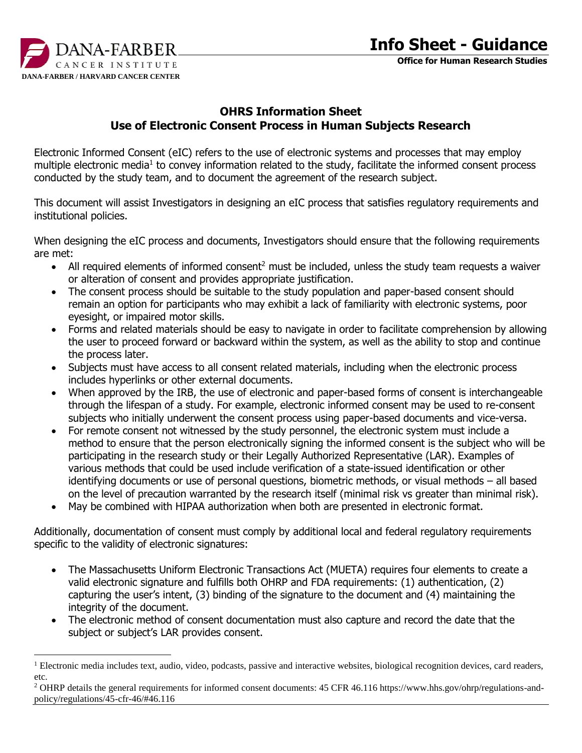# OHRS Information Sheet
## Use of Electronic Consent Process in Human Subjects Research

Electronic Informed Consent (eIC) refers to the use of electronic systems and processes that may employ multiple electronic media[1] to convey information related to the study, facilitate the informed consent process conducted by the study team, and to document the agreement of the research subject.

This document will assist Investigators in designing an eIC process that satisfies regulatory requirements and institutional policies.

When designing the eIC process and documents, Investigators should ensure that the following requirements are met:

- All required elements of informed consent[2] must be included, unless the study team requests a waiver or alteration of consent and provides appropriate justification.
- The consent process should be suitable to the study population and paper-based consent should remain an option for participants who may exhibit a lack of familiarity with electronic systems, poor eyesight, or impaired motor skills.
- Forms and related materials should be easy to navigate in order to facilitate comprehension by allowing the user to proceed forward or backward within the system, as well as the ability to stop and continue the process later.
- Subjects must have access to all consent related materials, including when the electronic process includes hyperlinks or other external documents.
- When approved by the IRB, the use of electronic and paper-based forms of consent is interchangeable through the lifespan of a study. For example, electronic informed consent may be used to re-consent subjects who initially underwent the consent process using paper-based documents and vice-versa.
- For remote consent not witnessed by the study personnel, the electronic system must include a method to ensure that the person electronically signing the informed consent is the subject who will be participating in the research study or their Legally Authorized Representative (LAR). Examples of various methods that could be used include verification of a state-issued identification or other identifying documents or use of personal questions, biometric methods, or visual methods – all based on the level of precaution warranted by the research itself (minimal risk vs greater than minimal risk).
- May be combined with HIPAA authorization when both are presented in electronic format.

Additionally, documentation of consent must comply by additional local and federal regulatory requirements specific to the validity of electronic signatures:

- The Massachusetts Uniform Electronic Transactions Act (MUETA) requires four elements to create a valid electronic signature and fulfills both OHRP and FDA requirements: (1) authentication, (2) capturing the user's intent, (3) binding of the signature to the document and (4) maintaining the integrity of the document.
- The electronic method of consent documentation must also capture and record the date that the subject or subject's LAR provides consent.

---

[1] Electronic media includes text, audio, video, podcasts, passive and interactive websites, biological recognition devices, card readers, etc.

[2] OHRP details the general requirements for informed consent documents: 45 CFR 46.116 https://www.hhs.gov/ohrp/regulations-and-policy/regulations/45-cfr-46/#46.116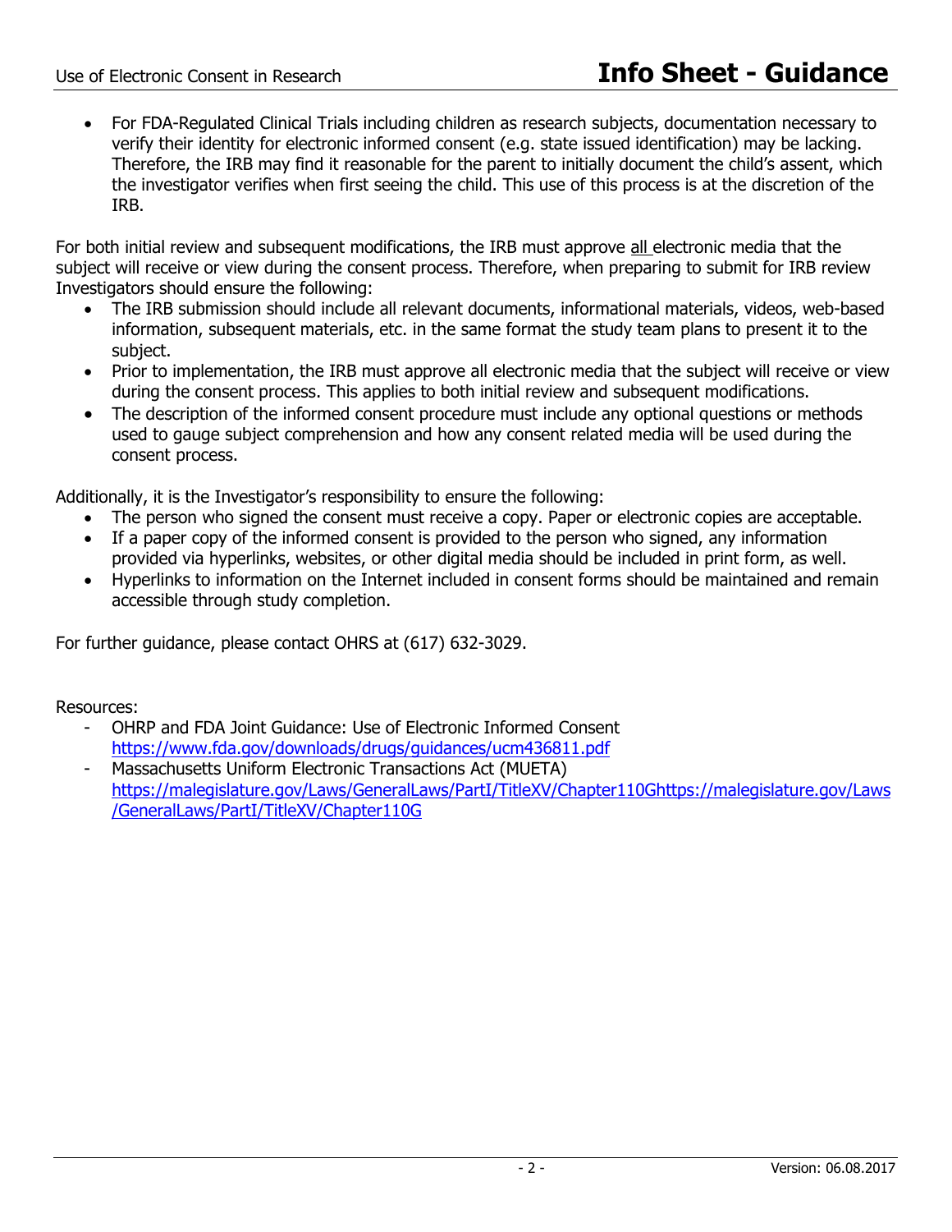- For FDA-Regulated Clinical Trials including children as research subjects, documentation necessary to verify their identity for electronic informed consent (e.g. state issued identification) may be lacking. Therefore, the IRB may find it reasonable for the parent to initially document the child's assent, which the investigator verifies when first seeing the child. This use of this process is at the discretion of the IRB.

For both initial review and subsequent modifications, the IRB must approve all electronic media that the subject will receive or view during the consent process. Therefore, when preparing to submit for IRB review Investigators should ensure the following:

- The IRB submission should include all relevant documents, informational materials, videos, web-based information, subsequent materials, etc. in the same format the study team plans to present it to the subject.
- Prior to implementation, the IRB must approve all electronic media that the subject will receive or view during the consent process. This applies to both initial review and subsequent modifications.
- The description of the informed consent procedure must include any optional questions or methods used to gauge subject comprehension and how any consent related media will be used during the consent process.

Additionally, it is the Investigator's responsibility to ensure the following:

- The person who signed the consent must receive a copy. Paper or electronic copies are acceptable.
- If a paper copy of the informed consent is provided to the person who signed, any information provided via hyperlinks, websites, or other digital media should be included in print form, as well.
- Hyperlinks to information on the Internet included in consent forms should be maintained and remain accessible through study completion.

For further guidance, please contact OHRS at (617) 632-3029.

Resources:

- OHRP and FDA Joint Guidance: Use of Electronic Informed Consent
  https://www.fda.gov/downloads/drugs/guidances/ucm436811.pdf
- Massachusetts Uniform Electronic Transactions Act (MUETA)
  https://malegislature.gov/Laws/GeneralLaws/PartI/TitleXV/Chapter110Ghttps://malegislature.gov/Laws/GeneralLaws/PartI/TitleXV/Chapter110G